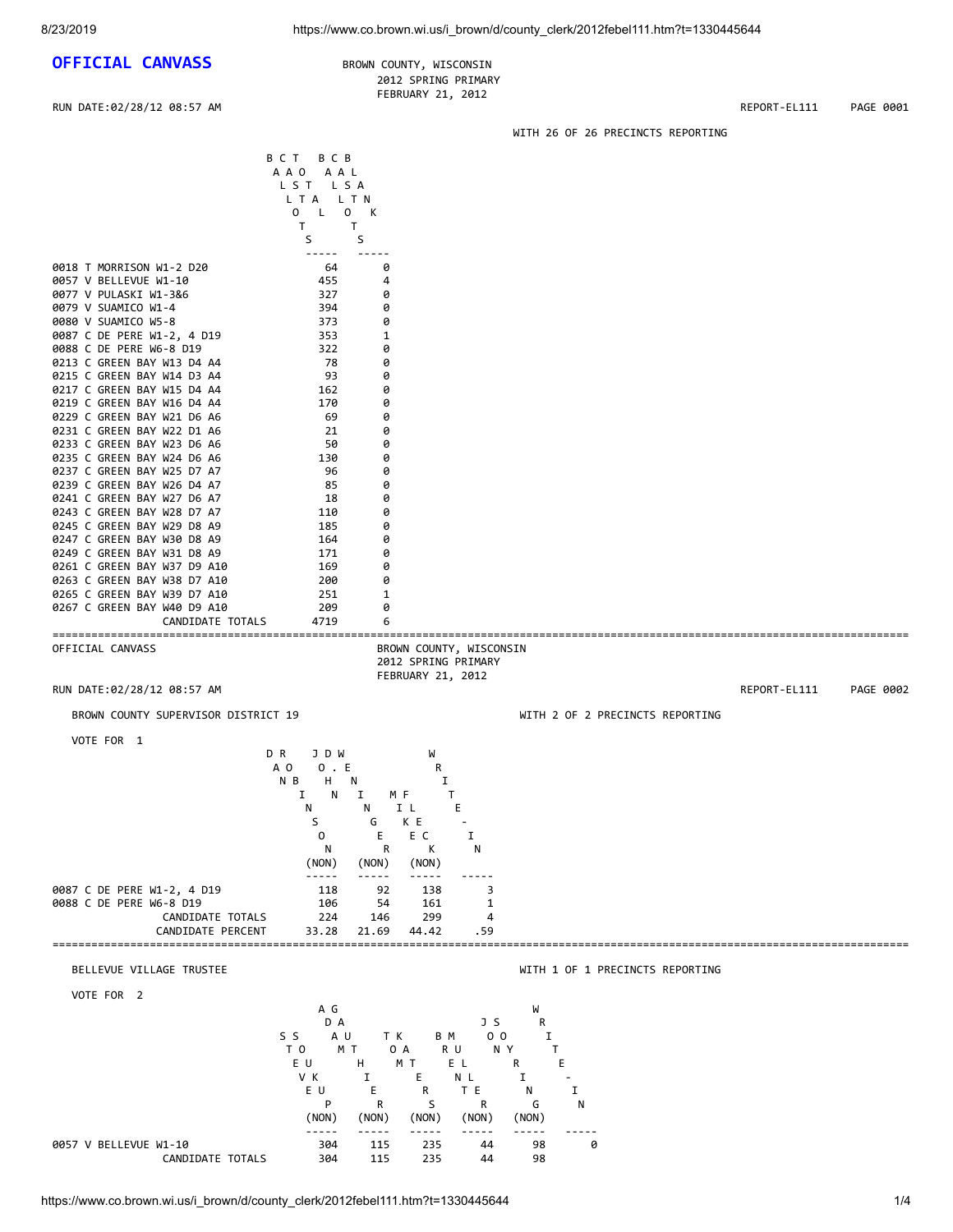# OFFICIAL CANVASS

BROWN COUNTY, WISCONSIN
2012 SPRING PRIMARY
FEBRUARY 21, 2012

RUN DATE:02/28/12 08:57 AM — REPORT-EL111 — PAGE 0001

WITH 26 OF 26 PRECINCTS REPORTING

| | BALLOTS CAST TOTAL | BALLOTS CAST BLANK |
|---|---|---|
| 0018 T MORRISON W1-2 D20 | 64 | 0 |
| 0057 V BELLEVUE W1-10 | 455 | 4 |
| 0077 V PULASKI W1-3&6 | 327 | 0 |
| 0079 V SUAMICO W1-4 | 394 | 0 |
| 0080 V SUAMICO W5-8 | 373 | 0 |
| 0087 C DE PERE W1-2, 4 D19 | 353 | 1 |
| 0088 C DE PERE W6-8 D19 | 322 | 0 |
| 0213 C GREEN BAY W13 D4 A4 | 78 | 0 |
| 0215 C GREEN BAY W14 D3 A4 | 93 | 0 |
| 0217 C GREEN BAY W15 D4 A4 | 162 | 0 |
| 0219 C GREEN BAY W16 D4 A4 | 170 | 0 |
| 0229 C GREEN BAY W21 D6 A6 | 69 | 0 |
| 0231 C GREEN BAY W22 D1 A6 | 21 | 0 |
| 0233 C GREEN BAY W23 D6 A6 | 50 | 0 |
| 0235 C GREEN BAY W24 D6 A6 | 130 | 0 |
| 0237 C GREEN BAY W25 D7 A7 | 96 | 0 |
| 0239 C GREEN BAY W26 D4 A7 | 85 | 0 |
| 0241 C GREEN BAY W27 D6 A7 | 18 | 0 |
| 0243 C GREEN BAY W28 D7 A7 | 110 | 0 |
| 0245 C GREEN BAY W29 D8 A9 | 185 | 0 |
| 0247 C GREEN BAY W30 D8 A9 | 164 | 0 |
| 0249 C GREEN BAY W31 D8 A9 | 171 | 0 |
| 0261 C GREEN BAY W37 D9 A10 | 169 | 0 |
| 0263 C GREEN BAY W38 D7 A10 | 200 | 0 |
| 0265 C GREEN BAY W39 D7 A10 | 251 | 1 |
| 0267 C GREEN BAY W40 D9 A10 | 209 | 0 |
| CANDIDATE TOTALS | 4719 | 6 |

---

OFFICIAL CANVASS

BROWN COUNTY, WISCONSIN
2012 SPRING PRIMARY
FEBRUARY 21, 2012

RUN DATE:02/28/12 08:57 AM — REPORT-EL111 — PAGE 0002

## BROWN COUNTY SUPERVISOR DISTRICT 19

WITH 2 OF 2 PRECINCTS REPORTING

VOTE FOR 1

| | DAN ROBINSON (NON) | JOHN DEWINGER (NON) | MIKE FLECK (NON) | WRITE-IN |
|---|---|---|---|---|
| 0087 C DE PERE W1-2, 4 D19 | 118 | 92 | 138 | 3 |
| 0088 C DE PERE W6-8 D19 | 106 | 54 | 161 | 1 |
| CANDIDATE TOTALS | 224 | 146 | 299 | 4 |
| CANDIDATE PERCENT | 33.28 | 21.69 | 44.42 | .59 |

---

## BELLEVUE VILLAGE TRUSTEE

WITH 1 OF 1 PRECINCTS REPORTING

VOTE FOR 2

| | STEVE SOUKUP (NON) | ADAM GAUTHIER (NON) | TOM KOHRS (NON) | BRUCE MUELLER (NON) | JON SOYRING (NON) | WRITE-IN |
|---|---|---|---|---|---|---|
| 0057 V BELLEVUE W1-10 | 304 | 115 | 235 | 44 | 98 | 0 |
| CANDIDATE TOTALS | 304 | 115 | 235 | 44 | 98 | |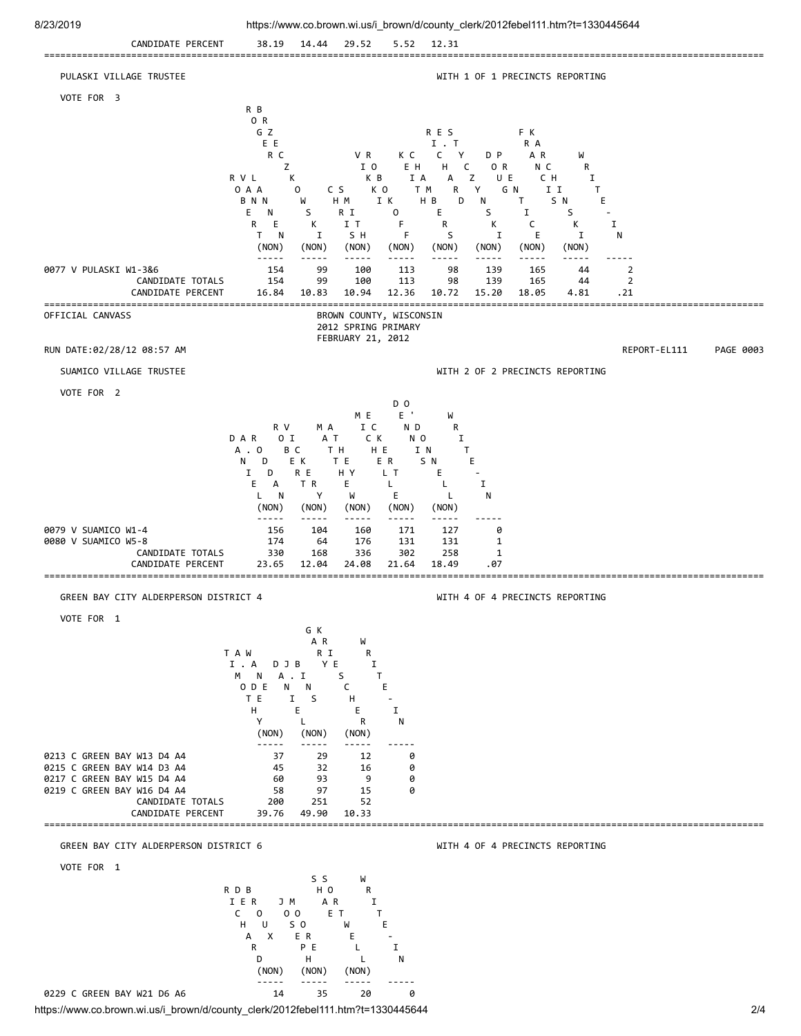| | | | | | |
|---|---|---|---|---|---|
| CANDIDATE PERCENT | 38.19 | 14.44 | 29.52 | 5.52 | 12.31 |

## PULASKI VILLAGE TRUSTEE

WITH 1 OF 1 PRECINCTS REPORTING

VOTE FOR 3

| | ROBERT VAN LANNEN (NON) | ROGER BRZECZKOWSKI (NON) | CHRIS SMITH (NON) | VIKKI ROBOKOFF (NON) | KEITH CHAMBERS (NON) | RICHARD E. STYCZYNSKI (NON) | DOUG PRENTICE (NON) | FRANCIS KARCHINSKI (NON) | WRITE-IN |
|---|---|---|---|---|---|---|---|---|---|
| 0077 V PULASKI W1-3&6 | 154 | 99 | 100 | 113 | 98 | 139 | 165 | 44 | 2 |
| CANDIDATE TOTALS | 154 | 99 | 100 | 113 | 98 | 139 | 165 | 44 | 2 |
| CANDIDATE PERCENT | 16.84 | 10.83 | 10.94 | 12.36 | 10.72 | 15.20 | 18.05 | 4.81 | .21 |

OFFICIAL CANVASS

BROWN COUNTY, WISCONSIN
2012 SPRING PRIMARY
FEBRUARY 21, 2012

RUN DATE:02/28/12 08:57 AM

REPORT-EL111

## SUAMICO VILLAGE TRUSTEE

WITH 2 OF 2 PRECINCTS REPORTING

VOTE FOR 2

| | DANIEL A. RODDAN (NON) | ROBERT VICKERY (NON) | MATTHEW ATHEY (NON) | MICHELLE ECKERT (NON) | DENNIS O'DONNELL (NON) | WRITE-IN |
|---|---|---|---|---|---|---|
| 0079 V SUAMICO W1-4 | 156 | 104 | 160 | 171 | 127 | 0 |
| 0080 V SUAMICO W5-8 | 174 | 64 | 176 | 131 | 131 | 1 |
| CANDIDATE TOTALS | 330 | 168 | 336 | 302 | 258 | 1 |
| CANDIDATE PERCENT | 23.65 | 12.04 | 24.08 | 21.64 | 18.49 | .07 |

## GREEN BAY CITY ALDERPERSON DISTRICT 4

WITH 4 OF 4 PRECINCTS REPORTING

VOTE FOR 1

| | TIMOTHY A. DEWANE (NON) | DANIEL J. BINS (NON) | GARY KRIESCHER (NON) | WRITE-IN |
|---|---|---|---|---|
| 0213 C GREEN BAY W13 D4 A4 | 37 | 29 | 12 | 0 |
| 0215 C GREEN BAY W14 D3 A4 | 45 | 32 | 16 | 0 |
| 0217 C GREEN BAY W15 D4 A4 | 60 | 93 | 9 | 0 |
| 0219 C GREEN BAY W16 D4 A4 | 58 | 97 | 15 | 0 |
| CANDIDATE TOTALS | 200 | 251 | 52 | |
| CANDIDATE PERCENT | 39.76 | 49.90 | 10.33 | |

## GREEN BAY CITY ALDERPERSON DISTRICT 6

WITH 4 OF 4 PRECINCTS REPORTING

VOTE FOR 1

| | RICHARD DEBROUX (NON) | JOSEPH MOORE (NON) | SHAE SORTWELL (NON) | WRITE-IN |
|---|---|---|---|---|
| 0229 C GREEN BAY W21 D6 A6 | 14 | 35 | 20 | 0 |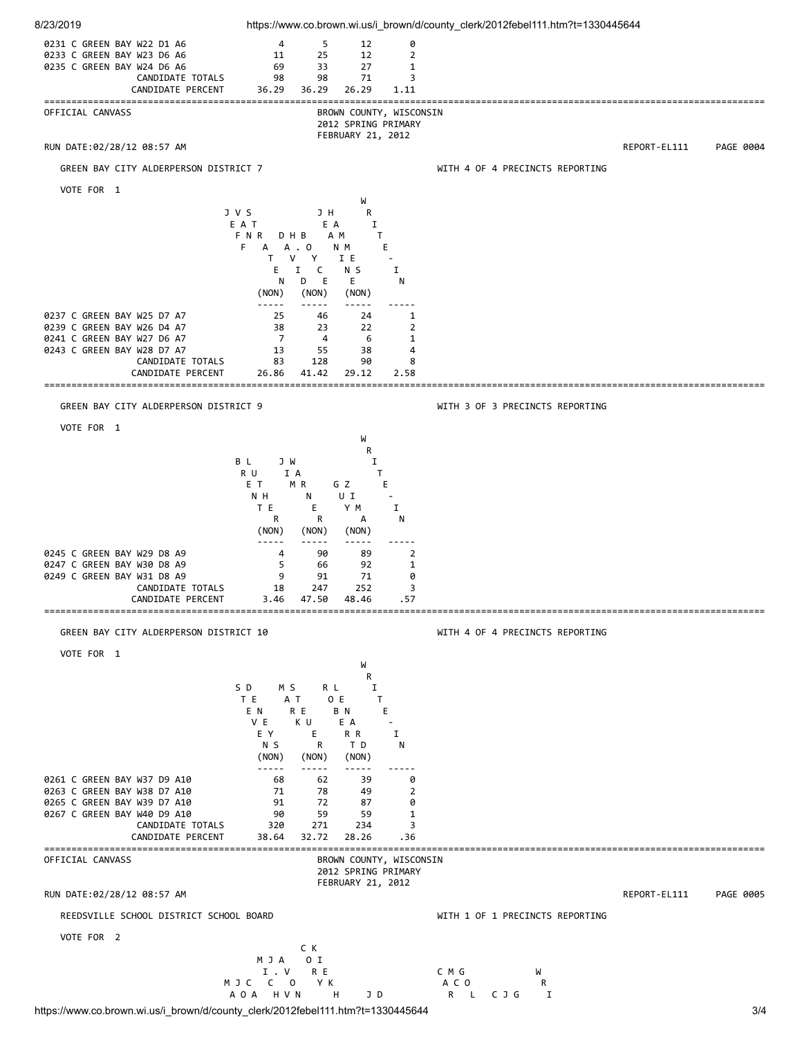| Precinct | | | | |
|---|---|---|---|---|
| 0231 C GREEN BAY W22 D1 A6 | 4 | 5 | 12 | 0 |
| 0233 C GREEN BAY W23 D6 A6 | 11 | 25 | 12 | 2 |
| 0235 C GREEN BAY W24 D6 A6 | 69 | 33 | 27 | 1 |
| CANDIDATE TOTALS | 98 | 98 | 71 | 3 |
| CANDIDATE PERCENT | 36.29 | 36.29 | 26.29 | 1.11 |

OFFICIAL CANVASS

BROWN COUNTY, WISCONSIN
2012 SPRING PRIMARY
FEBRUARY 21, 2012

RUN DATE:02/28/12 08:57 AM — REPORT-EL111 — PAGE 0004

## GREEN BAY CITY ALDERPERSON DISTRICT 7

WITH 4 OF 4 PRECINCTS REPORTING

VOTE FOR 1

| Precinct | JEFF VAN STRATEN (NON) | DAVID H. BOYCE (NON) | JEANINE HAMMES (NON) | WRITE-IN |
|---|---|---|---|---|
| 0237 C GREEN BAY W25 D7 A7 | 25 | 46 | 24 | 1 |
| 0239 C GREEN BAY W26 D4 A7 | 38 | 23 | 22 | 2 |
| 0241 C GREEN BAY W27 D6 A7 | 7 | 4 | 6 | 1 |
| 0243 C GREEN BAY W28 D7 A7 | 13 | 55 | 38 | 4 |
| CANDIDATE TOTALS | 83 | 128 | 90 | 8 |
| CANDIDATE PERCENT | 26.86 | 41.42 | 29.12 | 2.58 |

## GREEN BAY CITY ALDERPERSON DISTRICT 9

WITH 3 OF 3 PRECINCTS REPORTING

VOTE FOR 1

| Precinct | BRENT LUTHER (NON) | JIM WARNER (NON) | GUY ZIMA (NON) | WRITE-IN |
|---|---|---|---|---|
| 0245 C GREEN BAY W29 D8 A9 | 4 | 90 | 89 | 2 |
| 0247 C GREEN BAY W30 D8 A9 | 5 | 66 | 92 | 1 |
| 0249 C GREEN BAY W31 D8 A9 | 9 | 91 | 71 | 0 |
| CANDIDATE TOTALS | 18 | 247 | 252 | 3 |
| CANDIDATE PERCENT | 3.46 | 47.50 | 48.46 | .57 |

## GREEN BAY CITY ALDERPERSON DISTRICT 10

WITH 4 OF 4 PRECINCTS REPORTING

VOTE FOR 1

| Precinct | STEVEN DENEYS (NON) | MARK STEUER (NON) | ROBERT LENARD (NON) | WRITE-IN |
|---|---|---|---|---|
| 0261 C GREEN BAY W37 D9 A10 | 68 | 62 | 39 | 0 |
| 0263 C GREEN BAY W38 D7 A10 | 71 | 78 | 49 | 2 |
| 0265 C GREEN BAY W39 D7 A10 | 91 | 72 | 87 | 0 |
| 0267 C GREEN BAY W40 D9 A10 | 90 | 59 | 59 | 1 |
| CANDIDATE TOTALS | 320 | 271 | 234 | 3 |
| CANDIDATE PERCENT | 38.64 | 32.72 | 28.26 | .36 |

OFFICIAL CANVASS

BROWN COUNTY, WISCONSIN
2012 SPRING PRIMARY
FEBRUARY 21, 2012

RUN DATE:02/28/12 08:57 AM — REPORT-EL111 — PAGE 0005

## REEDSVILLE SCHOOL DISTRICT SCHOOL BOARD

WITH 1 OF 1 PRECINCTS REPORTING

VOTE FOR 2

```
                 C K
         M J A    O I
           I . V    R E                 C M G             W
     M J C   C   O    Y K                A C O              R
      A O A   H V N      H     J D        R   L   C J G      I
```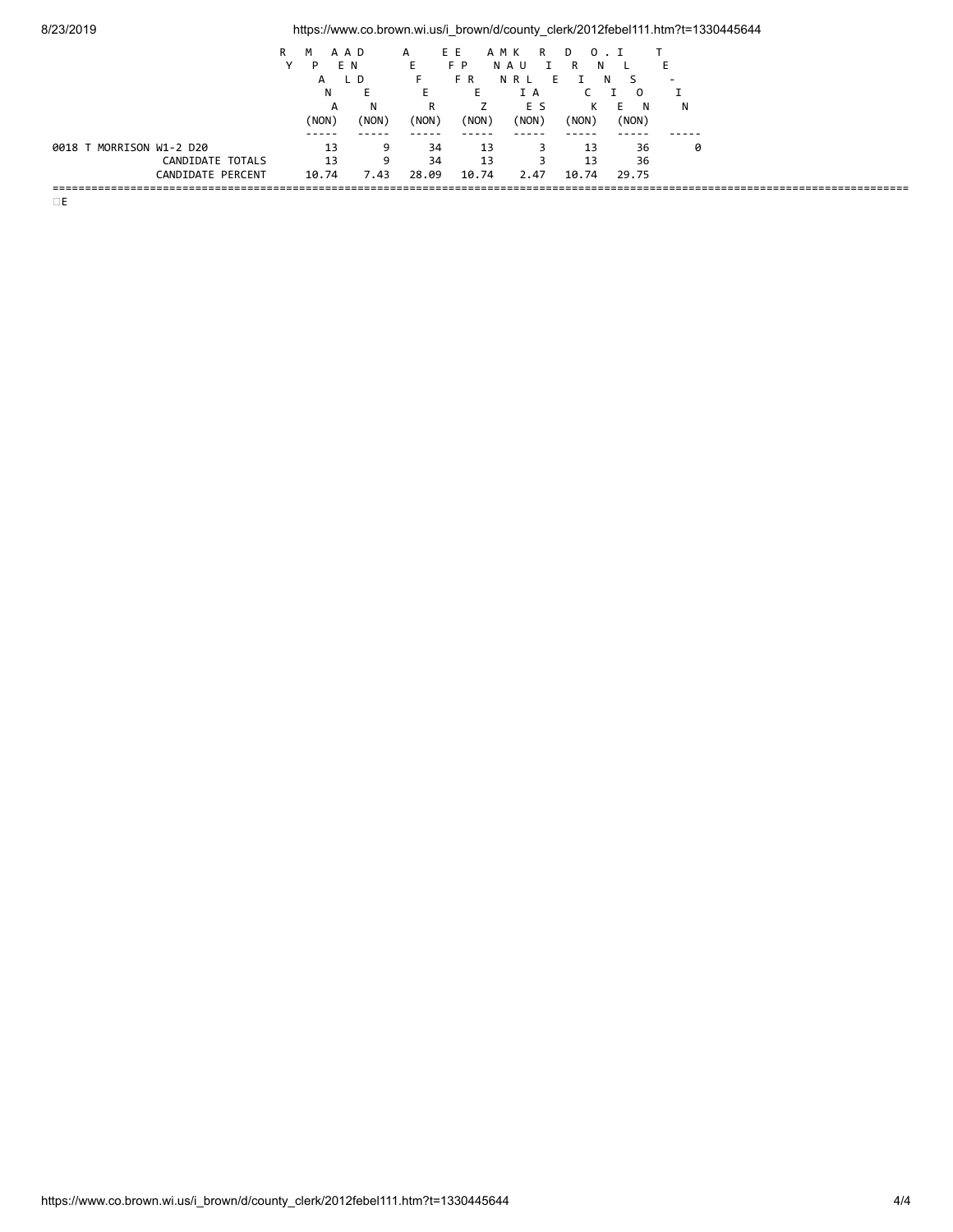```
                              R  M  A A D     A    E E   A M K  R  D  O . I    T
                               Y  P  E N      E    F P   N A U  I  R  N  L    E
                                  A  L D      F    F R   N R L  E  I  N  S    -
                                  N    E      E     E    I A      C  I  O    I
                                   A    N      R     Z    E S      K  E  N    N
                                (NON) (NON) (NON) (NON) (NON) (NON) (NON)
                                ----- ----- ----- ----- ----- ----- ----- -----
0018 T MORRISON W1-2 D20           13     9    34    13     3    13    36     0
              CANDIDATE TOTALS     13     9    34    13     3    13    36
              CANDIDATE PERCENT 10.74  7.43 28.09 10.74  2.47 10.74 29.75
=====================================================================================================================
```

E